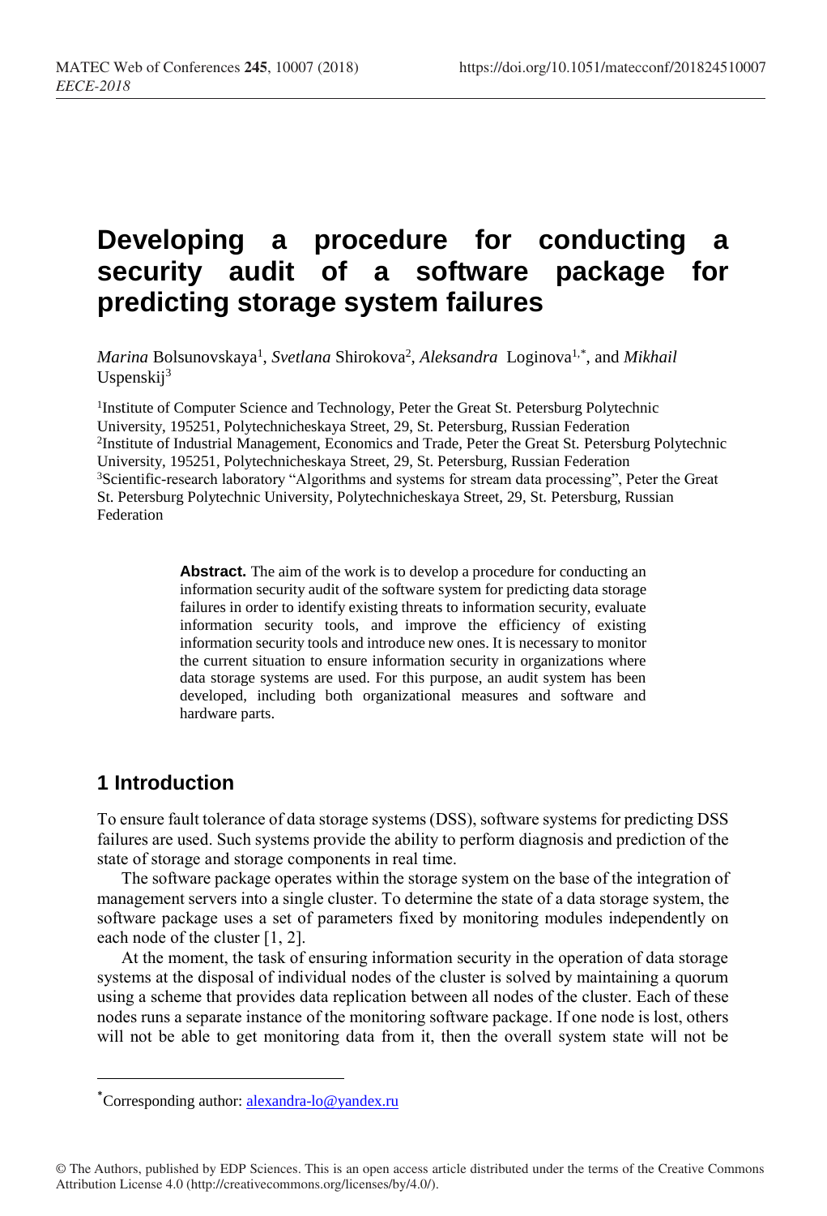# Developing a procedure for conducting a security audit of a software package for predicting storage system failures

*Marina* Bolsunovskaya[1], *Svetlana* Shirokova[2], *Aleksandra* Loginova[1,*], and *Mikhail* Uspenskij[3]

[1]Institute of Computer Science and Technology, Peter the Great St. Petersburg Polytechnic University, 195251, Polytechnicheskaya Street, 29, St. Petersburg, Russian Federation
[2]Institute of Industrial Management, Economics and Trade, Peter the Great St. Petersburg Polytechnic University, 195251, Polytechnicheskaya Street, 29, St. Petersburg, Russian Federation
[3]Scientific-research laboratory "Algorithms and systems for stream data processing", Peter the Great St. Petersburg Polytechnic University, Polytechnicheskaya Street, 29, St. Petersburg, Russian Federation

**Abstract.** The aim of the work is to develop a procedure for conducting an information security audit of the software system for predicting data storage failures in order to identify existing threats to information security, evaluate information security tools, and improve the efficiency of existing information security tools and introduce new ones. It is necessary to monitor the current situation to ensure information security in organizations where data storage systems are used. For this purpose, an audit system has been developed, including both organizational measures and software and hardware parts.

## 1 Introduction

To ensure fault tolerance of data storage systems (DSS), software systems for predicting DSS failures are used. Such systems provide the ability to perform diagnosis and prediction of the state of storage and storage components in real time.

The software package operates within the storage system on the base of the integration of management servers into a single cluster. To determine the state of a data storage system, the software package uses a set of parameters fixed by monitoring modules independently on each node of the cluster [1, 2].

At the moment, the task of ensuring information security in the operation of data storage systems at the disposal of individual nodes of the cluster is solved by maintaining a quorum using a scheme that provides data replication between all nodes of the cluster. Each of these nodes runs a separate instance of the monitoring software package. If one node is lost, others will not be able to get monitoring data from it, then the overall system state will not be

*Corresponding author: alexandra-lo@yandex.ru

© The Authors, published by EDP Sciences. This is an open access article distributed under the terms of the Creative Commons Attribution License 4.0 (http://creativecommons.org/licenses/by/4.0/).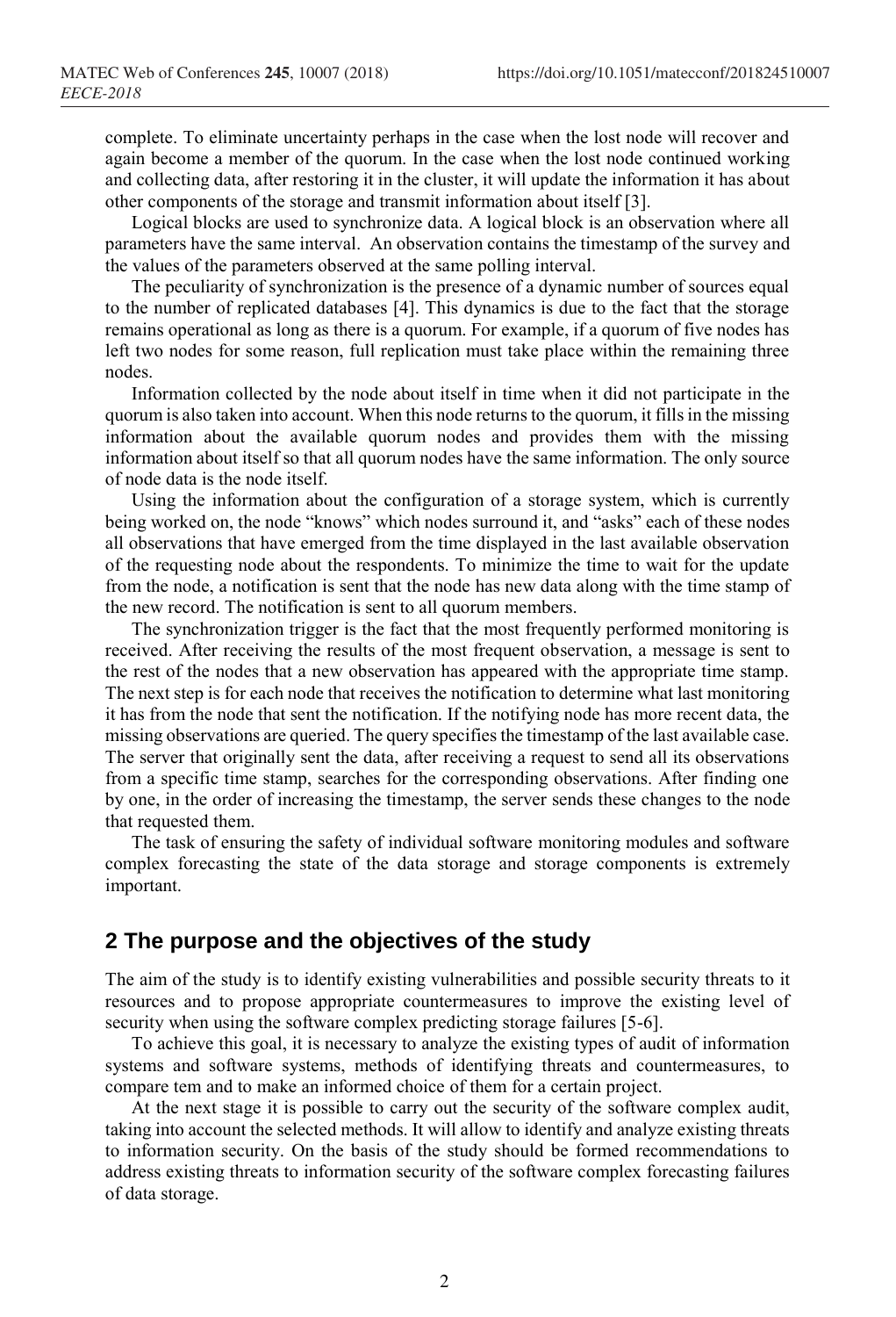complete. To eliminate uncertainty perhaps in the case when the lost node will recover and again become a member of the quorum. In the case when the lost node continued working and collecting data, after restoring it in the cluster, it will update the information it has about other components of the storage and transmit information about itself [3].

Logical blocks are used to synchronize data. A logical block is an observation where all parameters have the same interval. An observation contains the timestamp of the survey and the values of the parameters observed at the same polling interval.

The peculiarity of synchronization is the presence of a dynamic number of sources equal to the number of replicated databases [4]. This dynamics is due to the fact that the storage remains operational as long as there is a quorum. For example, if a quorum of five nodes has left two nodes for some reason, full replication must take place within the remaining three nodes.

Information collected by the node about itself in time when it did not participate in the quorum is also taken into account. When this node returns to the quorum, it fills in the missing information about the available quorum nodes and provides them with the missing information about itself so that all quorum nodes have the same information. The only source of node data is the node itself.

Using the information about the configuration of a storage system, which is currently being worked on, the node "knows" which nodes surround it, and "asks" each of these nodes all observations that have emerged from the time displayed in the last available observation of the requesting node about the respondents. To minimize the time to wait for the update from the node, a notification is sent that the node has new data along with the time stamp of the new record. The notification is sent to all quorum members.

The synchronization trigger is the fact that the most frequently performed monitoring is received. After receiving the results of the most frequent observation, a message is sent to the rest of the nodes that a new observation has appeared with the appropriate time stamp. The next step is for each node that receives the notification to determine what last monitoring it has from the node that sent the notification. If the notifying node has more recent data, the missing observations are queried. The query specifies the timestamp of the last available case. The server that originally sent the data, after receiving a request to send all its observations from a specific time stamp, searches for the corresponding observations. After finding one by one, in the order of increasing the timestamp, the server sends these changes to the node that requested them.

The task of ensuring the safety of individual software monitoring modules and software complex forecasting the state of the data storage and storage components is extremely important.

## 2 The purpose and the objectives of the study

The aim of the study is to identify existing vulnerabilities and possible security threats to it resources and to propose appropriate countermeasures to improve the existing level of security when using the software complex predicting storage failures [5-6].

To achieve this goal, it is necessary to analyze the existing types of audit of information systems and software systems, methods of identifying threats and countermeasures, to compare tem and to make an informed choice of them for a certain project.

At the next stage it is possible to carry out the security of the software complex audit, taking into account the selected methods. It will allow to identify and analyze existing threats to information security. On the basis of the study should be formed recommendations to address existing threats to information security of the software complex forecasting failures of data storage.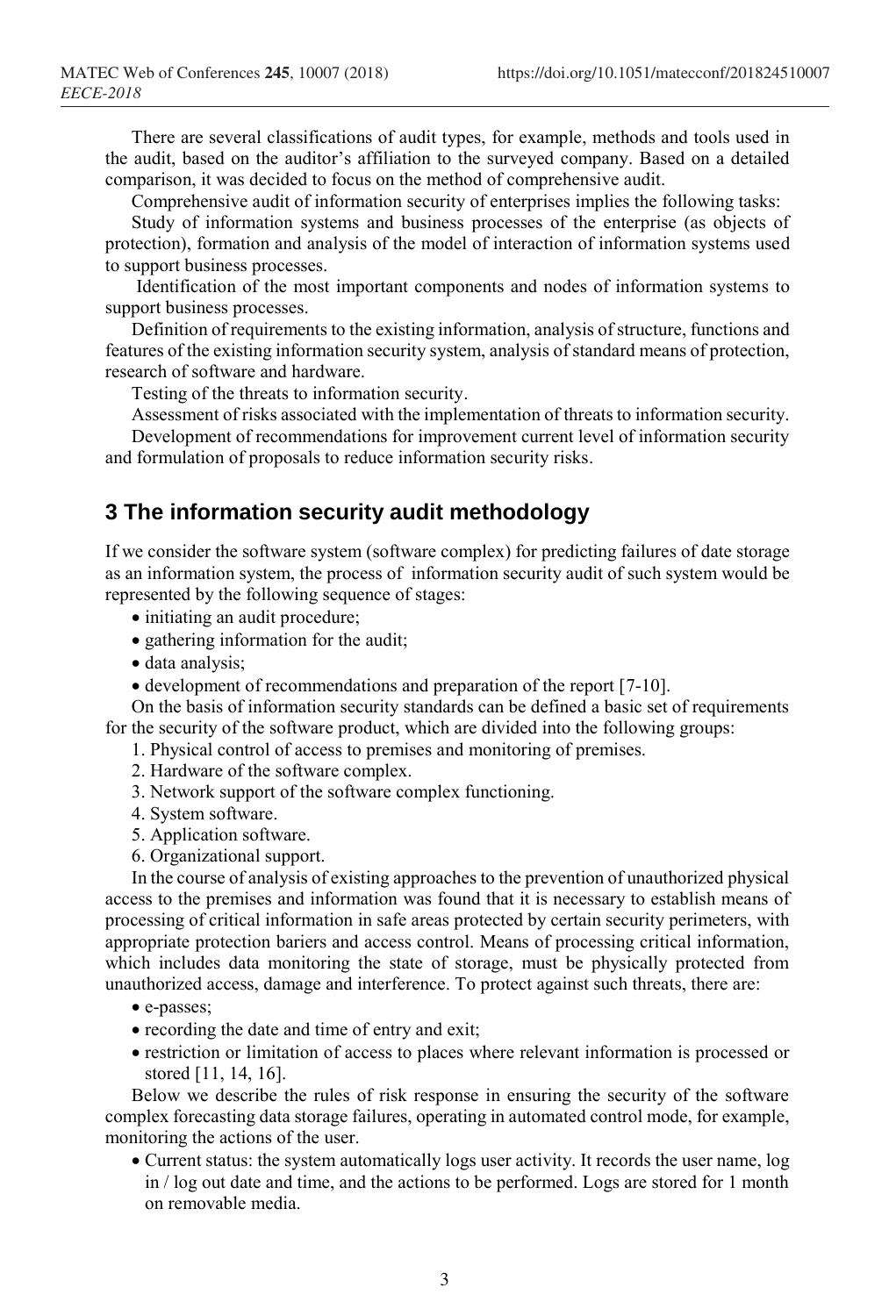There are several classifications of audit types, for example, methods and tools used in the audit, based on the auditor's affiliation to the surveyed company. Based on a detailed comparison, it was decided to focus on the method of comprehensive audit.

Comprehensive audit of information security of enterprises implies the following tasks:

Study of information systems and business processes of the enterprise (as objects of protection), formation and analysis of the model of interaction of information systems used to support business processes.

Identification of the most important components and nodes of information systems to support business processes.

Definition of requirements to the existing information, analysis of structure, functions and features of the existing information security system, analysis of standard means of protection, research of software and hardware.

Testing of the threats to information security.

Assessment of risks associated with the implementation of threats to information security.

Development of recommendations for improvement current level of information security and formulation of proposals to reduce information security risks.

## 3 The information security audit methodology

If we consider the software system (software complex) for predicting failures of date storage as an information system, the process of information security audit of such system would be represented by the following sequence of stages:

- initiating an audit procedure;
- gathering information for the audit;
- data analysis;
- development of recommendations and preparation of the report [7-10].

On the basis of information security standards can be defined a basic set of requirements for the security of the software product, which are divided into the following groups:

1. Physical control of access to premises and monitoring of premises.
2. Hardware of the software complex.
3. Network support of the software complex functioning.
4. System software.
5. Application software.
6. Organizational support.

In the course of analysis of existing approaches to the prevention of unauthorized physical access to the premises and information was found that it is necessary to establish means of processing of critical information in safe areas protected by certain security perimeters, with appropriate protection bariers and access control. Means of processing critical information, which includes data monitoring the state of storage, must be physically protected from unauthorized access, damage and interference. To protect against such threats, there are:

- e-passes;
- recording the date and time of entry and exit;
- restriction or limitation of access to places where relevant information is processed or stored [11, 14, 16].

Below we describe the rules of risk response in ensuring the security of the software complex forecasting data storage failures, operating in automated control mode, for example, monitoring the actions of the user.

- Current status: the system automatically logs user activity. It records the user name, log in / log out date and time, and the actions to be performed. Logs are stored for 1 month on removable media.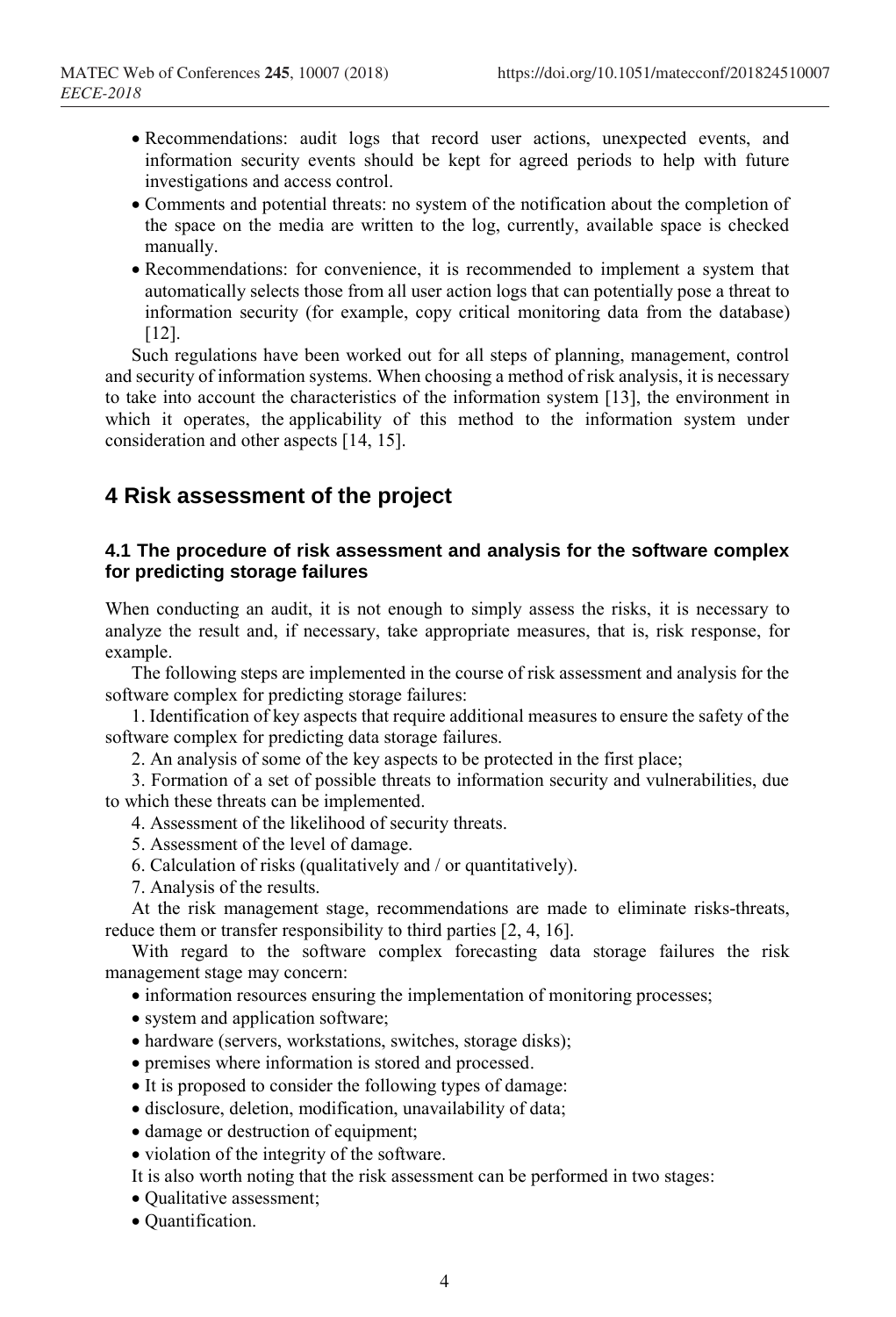- Recommendations: audit logs that record user actions, unexpected events, and information security events should be kept for agreed periods to help with future investigations and access control.
- Comments and potential threats: no system of the notification about the completion of the space on the media are written to the log, currently, available space is checked manually.
- Recommendations: for convenience, it is recommended to implement a system that automatically selects those from all user action logs that can potentially pose a threat to information security (for example, copy critical monitoring data from the database) [12].

Such regulations have been worked out for all steps of planning, management, control and security of information systems. When choosing a method of risk analysis, it is necessary to take into account the characteristics of the information system [13], the environment in which it operates, the applicability of this method to the information system under consideration and other aspects [14, 15].

## 4 Risk assessment of the project

### 4.1 The procedure of risk assessment and analysis for the software complex for predicting storage failures

When conducting an audit, it is not enough to simply assess the risks, it is necessary to analyze the result and, if necessary, take appropriate measures, that is, risk response, for example.

The following steps are implemented in the course of risk assessment and analysis for the software complex for predicting storage failures:

1. Identification of key aspects that require additional measures to ensure the safety of the software complex for predicting data storage failures.
2. An analysis of some of the key aspects to be protected in the first place;
3. Formation of a set of possible threats to information security and vulnerabilities, due to which these threats can be implemented.
4. Assessment of the likelihood of security threats.
5. Assessment of the level of damage.
6. Calculation of risks (qualitatively and / or quantitatively).
7. Analysis of the results.

At the risk management stage, recommendations are made to eliminate risks-threats, reduce them or transfer responsibility to third parties [2, 4, 16].

With regard to the software complex forecasting data storage failures the risk management stage may concern:

- information resources ensuring the implementation of monitoring processes;
- system and application software;
- hardware (servers, workstations, switches, storage disks);
- premises where information is stored and processed.
- It is proposed to consider the following types of damage:
- disclosure, deletion, modification, unavailability of data;
- damage or destruction of equipment;
- violation of the integrity of the software.

It is also worth noting that the risk assessment can be performed in two stages:

- Qualitative assessment;
- Quantification.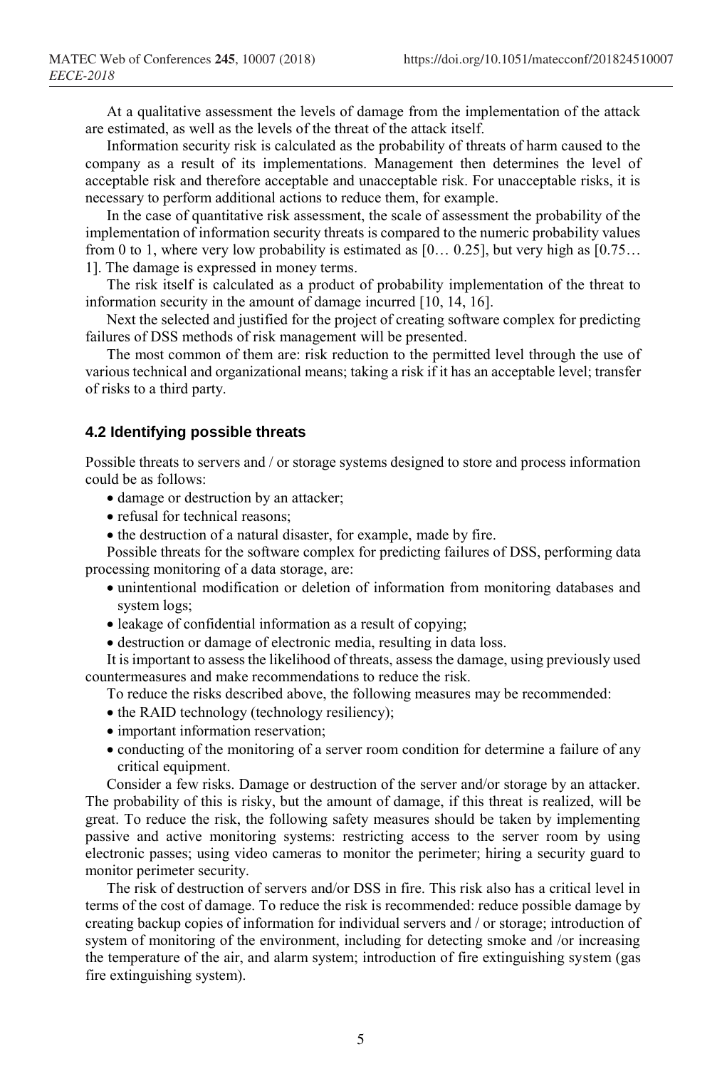At a qualitative assessment the levels of damage from the implementation of the attack are estimated, as well as the levels of the threat of the attack itself.

Information security risk is calculated as the probability of threats of harm caused to the company as a result of its implementations. Management then determines the level of acceptable risk and therefore acceptable and unacceptable risk. For unacceptable risks, it is necessary to perform additional actions to reduce them, for example.

In the case of quantitative risk assessment, the scale of assessment the probability of the implementation of information security threats is compared to the numeric probability values from 0 to 1, where very low probability is estimated as [0… 0.25], but very high as [0.75… 1]. The damage is expressed in money terms.

The risk itself is calculated as a product of probability implementation of the threat to information security in the amount of damage incurred [10, 14, 16].

Next the selected and justified for the project of creating software complex for predicting failures of DSS methods of risk management will be presented.

The most common of them are: risk reduction to the permitted level through the use of various technical and organizational means; taking a risk if it has an acceptable level; transfer of risks to a third party.

### 4.2 Identifying possible threats

Possible threats to servers and / or storage systems designed to store and process information could be as follows:

- damage or destruction by an attacker;
- refusal for technical reasons;
- the destruction of a natural disaster, for example, made by fire.

Possible threats for the software complex for predicting failures of DSS, performing data processing monitoring of a data storage, are:

- unintentional modification or deletion of information from monitoring databases and system logs;
- leakage of confidential information as a result of copying;
- destruction or damage of electronic media, resulting in data loss.

It is important to assess the likelihood of threats, assess the damage, using previously used countermeasures and make recommendations to reduce the risk.

To reduce the risks described above, the following measures may be recommended:

- the RAID technology (technology resiliency);
- important information reservation;
- conducting of the monitoring of a server room condition for determine a failure of any critical equipment.

Consider a few risks. Damage or destruction of the server and/or storage by an attacker. The probability of this is risky, but the amount of damage, if this threat is realized, will be great. To reduce the risk, the following safety measures should be taken by implementing passive and active monitoring systems: restricting access to the server room by using electronic passes; using video cameras to monitor the perimeter; hiring a security guard to monitor perimeter security.

The risk of destruction of servers and/or DSS in fire. This risk also has a critical level in terms of the cost of damage. To reduce the risk is recommended: reduce possible damage by creating backup copies of information for individual servers and / or storage; introduction of system of monitoring of the environment, including for detecting smoke and /or increasing the temperature of the air, and alarm system; introduction of fire extinguishing system (gas fire extinguishing system).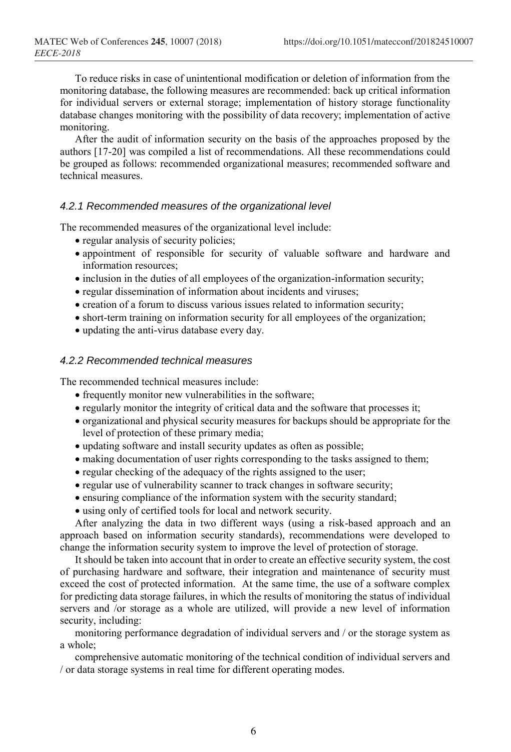To reduce risks in case of unintentional modification or deletion of information from the monitoring database, the following measures are recommended: back up critical information for individual servers or external storage; implementation of history storage functionality database changes monitoring with the possibility of data recovery; implementation of active monitoring.

After the audit of information security on the basis of the approaches proposed by the authors [17-20] was compiled a list of recommendations. All these recommendations could be grouped as follows: recommended organizational measures; recommended software and technical measures.

#### *4.2.1 Recommended measures of the organizational level*

The recommended measures of the organizational level include:

- regular analysis of security policies;
- appointment of responsible for security of valuable software and hardware and information resources;
- inclusion in the duties of all employees of the organization-information security;
- regular dissemination of information about incidents and viruses;
- creation of a forum to discuss various issues related to information security;
- short-term training on information security for all employees of the organization;
- updating the anti-virus database every day.

#### *4.2.2 Recommended technical measures*

The recommended technical measures include:

- frequently monitor new vulnerabilities in the software;
- regularly monitor the integrity of critical data and the software that processes it;
- organizational and physical security measures for backups should be appropriate for the level of protection of these primary media;
- updating software and install security updates as often as possible;
- making documentation of user rights corresponding to the tasks assigned to them;
- regular checking of the adequacy of the rights assigned to the user;
- regular use of vulnerability scanner to track changes in software security;
- ensuring compliance of the information system with the security standard;
- using only of certified tools for local and network security.

After analyzing the data in two different ways (using a risk-based approach and an approach based on information security standards), recommendations were developed to change the information security system to improve the level of protection of storage.

It should be taken into account that in order to create an effective security system, the cost of purchasing hardware and software, their integration and maintenance of security must exceed the cost of protected information. At the same time, the use of a software complex for predicting data storage failures, in which the results of monitoring the status of individual servers and /or storage as a whole are utilized, will provide a new level of information security, including:

monitoring performance degradation of individual servers and / or the storage system as a whole;

comprehensive automatic monitoring of the technical condition of individual servers and / or data storage systems in real time for different operating modes.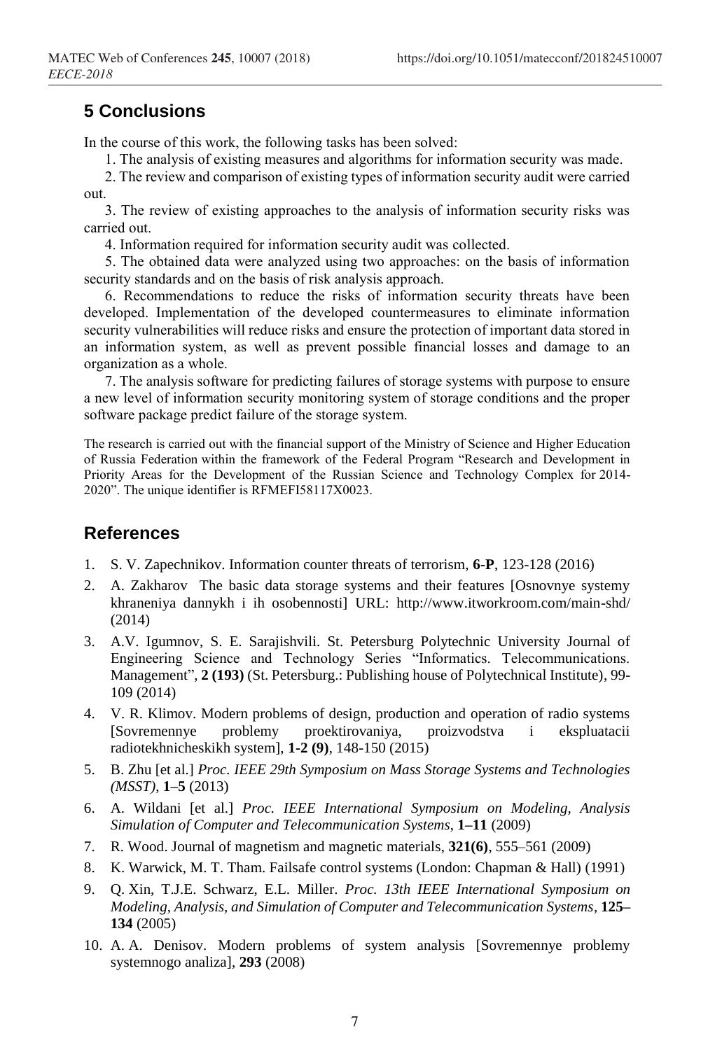## 5 Conclusions

In the course of this work, the following tasks has been solved:

1. The analysis of existing measures and algorithms for information security was made.
2. The review and comparison of existing types of information security audit were carried out.
3. The review of existing approaches to the analysis of information security risks was carried out.
4. Information required for information security audit was collected.
5. The obtained data were analyzed using two approaches: on the basis of information security standards and on the basis of risk analysis approach.
6. Recommendations to reduce the risks of information security threats have been developed. Implementation of the developed countermeasures to eliminate information security vulnerabilities will reduce risks and ensure the protection of important data stored in an information system, as well as prevent possible financial losses and damage to an organization as a whole.
7. The analysis software for predicting failures of storage systems with purpose to ensure a new level of information security monitoring system of storage conditions and the proper software package predict failure of the storage system.

The research is carried out with the financial support of the Ministry of Science and Higher Education of Russia Federation within the framework of the Federal Program "Research and Development in Priority Areas for the Development of the Russian Science and Technology Complex for 2014-2020". The unique identifier is RFMEFI58117X0023.

## References

1. S. V. Zapechnikov. Information counter threats of terrorism, **6-P**, 123-128 (2016)
2. A. Zakharov The basic data storage systems and their features [Osnovnye systemy khraneniya dannykh i ih osobennosti] URL: http://www.itworkroom.com/main-shd/ (2014)
3. A.V. Igumnov, S. E. Sarajishvili. St. Petersburg Polytechnic University Journal of Engineering Science and Technology Series "Informatics. Telecommunications. Management", **2 (193)** (St. Petersburg.: Publishing house of Polytechnical Institute), 99-109 (2014)
4. V. R. Klimov. Modern problems of design, production and operation of radio systems [Sovremennye problemy proektirovaniya, proizvodstva i ekspluatacii radiotekhnicheskikh system], **1-2 (9)**, 148-150 (2015)
5. B. Zhu [et al.] *Proc. IEEE 29th Symposium on Mass Storage Systems and Technologies (MSST)*, **1–5** (2013)
6. A. Wildani [et al.] *Proc. IEEE International Symposium on Modeling, Analysis Simulation of Computer and Telecommunication Systems*, **1–11** (2009)
7. R. Wood. Journal of magnetism and magnetic materials, **321(6)**, 555–561 (2009)
8. K. Warwick, M. T. Tham. Failsafe control systems (London: Chapman & Hall) (1991)
9. Q. Xin, T.J.E. Schwarz, E.L. Miller. *Proc. 13th IEEE International Symposium on Modeling, Analysis, and Simulation of Computer and Telecommunication Systems*, **125–134** (2005)
10. A. A. Denisov. Modern problems of system analysis [Sovremennye problemy systemnogo analiza], **293** (2008)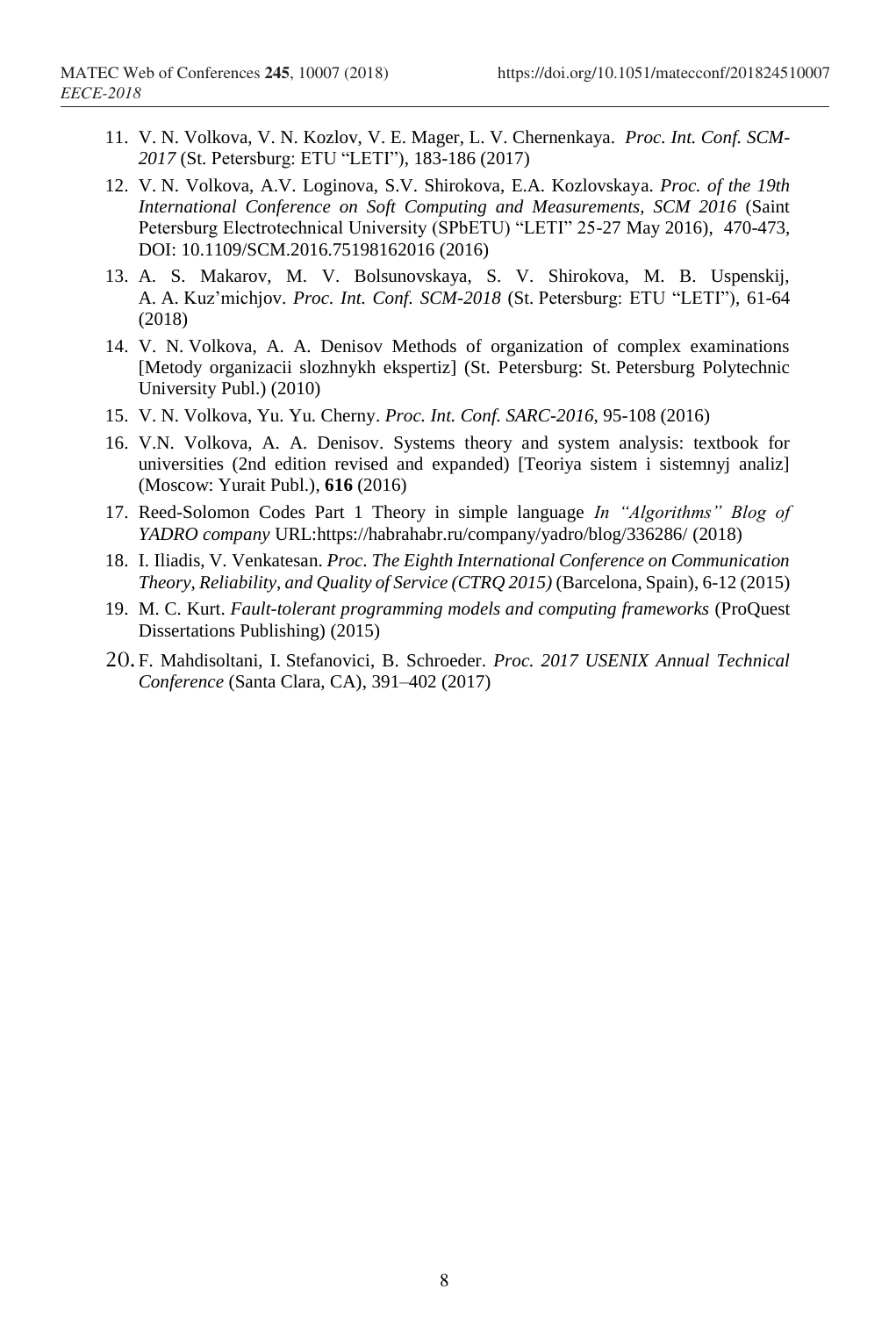11. V. N. Volkova, V. N. Kozlov, V. E. Mager, L. V. Chernenkaya. *Proc. Int. Conf. SCM-2017* (St. Petersburg: ETU "LETI"), 183-186 (2017)
12. V. N. Volkova, A.V. Loginova, S.V. Shirokova, E.A. Kozlovskaya. *Proc. of the 19th International Conference on Soft Computing and Measurements, SCM 2016* (Saint Petersburg Electrotechnical University (SPbETU) "LETI" 25-27 May 2016), 470-473, DOI: 10.1109/SCM.2016.75198162016 (2016)
13. A. S. Makarov, M. V. Bolsunovskaya, S. V. Shirokova, M. B. Uspenskij, A. A. Kuz'michjov. *Proc. Int. Conf. SCM-2018* (St. Petersburg: ETU "LETI"), 61-64 (2018)
14. V. N. Volkova, A. A. Denisov Methods of organization of complex examinations [Metody organizacii slozhnykh ekspertiz] (St. Petersburg: St. Petersburg Polytechnic University Publ.) (2010)
15. V. N. Volkova, Yu. Yu. Cherny. *Proc. Int. Conf. SARC-2016*, 95-108 (2016)
16. V.N. Volkova, A. A. Denisov. Systems theory and system analysis: textbook for universities (2nd edition revised and expanded) [Teoriya sistem i sistemnyj analiz] (Moscow: Yurait Publ.), **616** (2016)
17. Reed-Solomon Codes Part 1 Theory in simple language *In "Algorithms" Blog of YADRO company* URL:https://habrahabr.ru/company/yadro/blog/336286/ (2018)
18. I. Iliadis, V. Venkatesan. *Proc. The Eighth International Conference on Communication Theory, Reliability, and Quality of Service (CTRQ 2015)* (Barcelona, Spain), 6-12 (2015)
19. M. C. Kurt. *Fault-tolerant programming models and computing frameworks* (ProQuest Dissertations Publishing) (2015)
20. F. Mahdisoltani, I. Stefanovici, B. Schroeder. *Proc. 2017 USENIX Annual Technical Conference* (Santa Clara, CA), 391–402 (2017)